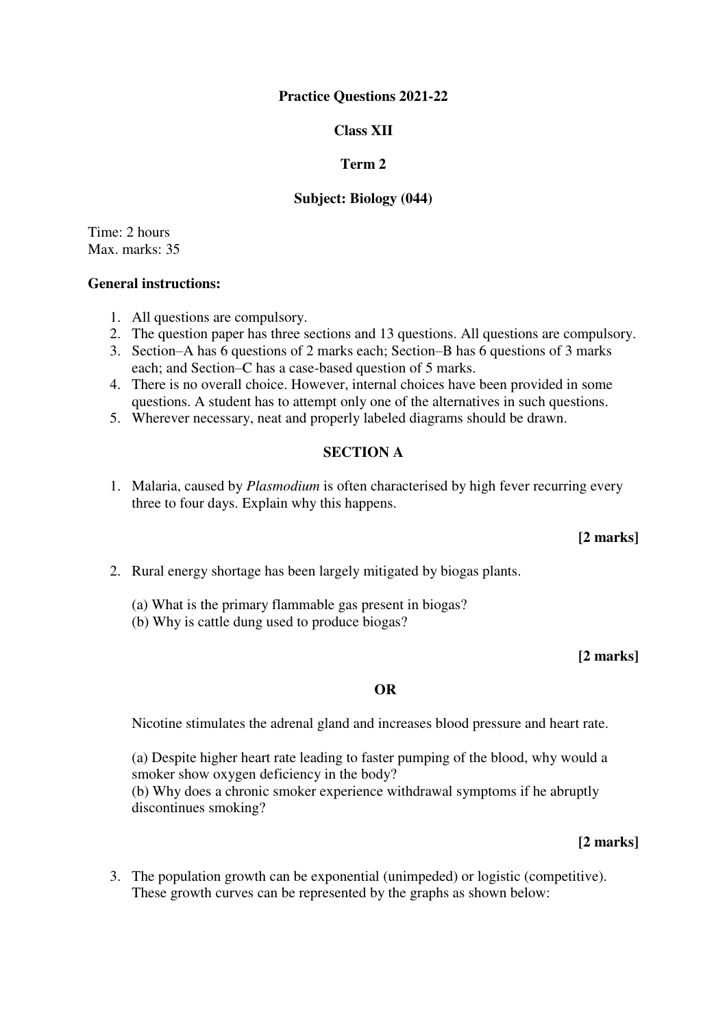**Practice Questions 2021-22**

**Class XII**

**Term 2**

**Subject: Biology (044)**

Time: 2 hours
Max. marks: 35

**General instructions:**

1. All questions are compulsory.
2. The question paper has three sections and 13 questions. All questions are compulsory.
3. Section–A has 6 questions of 2 marks each; Section–B has 6 questions of 3 marks each; and Section–C has a case-based question of 5 marks.
4. There is no overall choice. However, internal choices have been provided in some questions. A student has to attempt only one of the alternatives in such questions.
5. Wherever necessary, neat and properly labeled diagrams should be drawn.

**SECTION A**

1. Malaria, caused by *Plasmodium* is often characterised by high fever recurring every three to four days. Explain why this happens.

**[2 marks]**

2. Rural energy shortage has been largely mitigated by biogas plants.

   (a) What is the primary flammable gas present in biogas?
   (b) Why is cattle dung used to produce biogas?

**[2 marks]**

**OR**

Nicotine stimulates the adrenal gland and increases blood pressure and heart rate.

(a) Despite higher heart rate leading to faster pumping of the blood, why would a smoker show oxygen deficiency in the body?
(b) Why does a chronic smoker experience withdrawal symptoms if he abruptly discontinues smoking?

**[2 marks]**

3. The population growth can be exponential (unimpeded) or logistic (competitive). These growth curves can be represented by the graphs as shown below: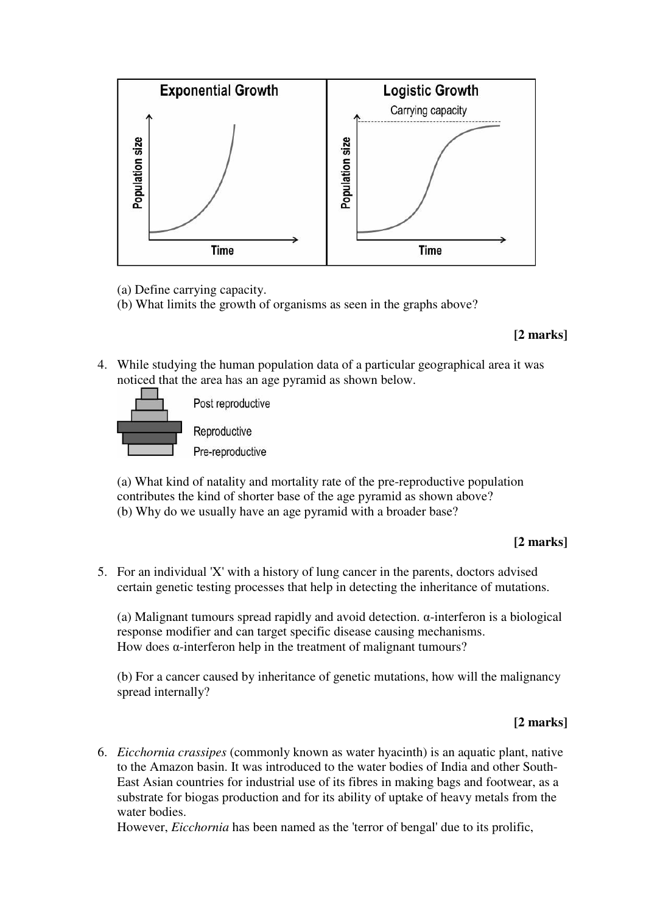(a) Define carrying capacity.

(b) What limits the growth of organisms as seen in the graphs above?

**[2 marks]**

4. While studying the human population data of a particular geographical area it was noticed that the area has an age pyramid as shown below.

Post reproductive

Reproductive

Pre-reproductive

(a) What kind of natality and mortality rate of the pre-reproductive population contributes the kind of shorter base of the age pyramid as shown above?

(b) Why do we usually have an age pyramid with a broader base?

**[2 marks]**

5. For an individual 'X' with a history of lung cancer in the parents, doctors advised certain genetic testing processes that help in detecting the inheritance of mutations.

(a) Malignant tumours spread rapidly and avoid detection. α-interferon is a biological response modifier and can target specific disease causing mechanisms. How does α-interferon help in the treatment of malignant tumours?

(b) For a cancer caused by inheritance of genetic mutations, how will the malignancy spread internally?

**[2 marks]**

6. *Eicchornia crassipes* (commonly known as water hyacinth) is an aquatic plant, native to the Amazon basin. It was introduced to the water bodies of India and other South-East Asian countries for industrial use of its fibres in making bags and footwear, as a substrate for biogas production and for its ability of uptake of heavy metals from the water bodies.

However, *Eicchornia* has been named as the 'terror of bengal' due to its prolific,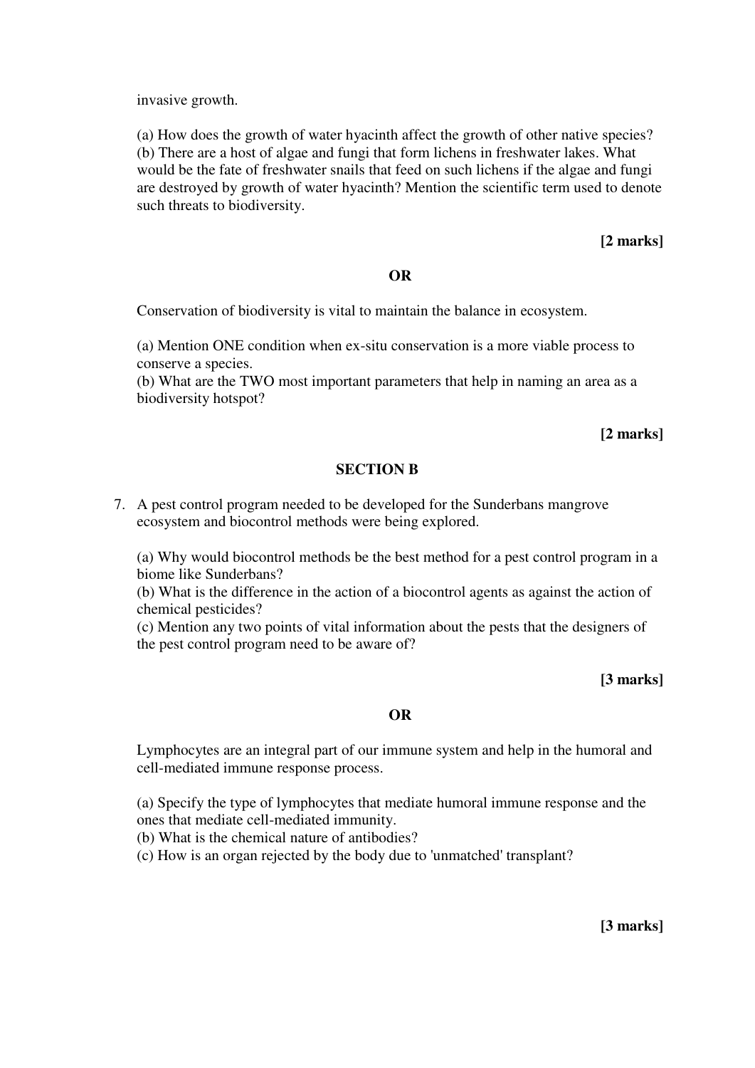invasive growth.

(a) How does the growth of water hyacinth affect the growth of other native species?
(b) There are a host of algae and fungi that form lichens in freshwater lakes. What would be the fate of freshwater snails that feed on such lichens if the algae and fungi are destroyed by growth of water hyacinth? Mention the scientific term used to denote such threats to biodiversity.

**[2 marks]**

**OR**

Conservation of biodiversity is vital to maintain the balance in ecosystem.

(a) Mention ONE condition when ex-situ conservation is a more viable process to conserve a species.
(b) What are the TWO most important parameters that help in naming an area as a biodiversity hotspot?

**[2 marks]**

## SECTION B

7. A pest control program needed to be developed for the Sunderbans mangrove ecosystem and biocontrol methods were being explored.

   (a) Why would biocontrol methods be the best method for a pest control program in a biome like Sunderbans?
   (b) What is the difference in the action of a biocontrol agents as against the action of chemical pesticides?
   (c) Mention any two points of vital information about the pests that the designers of the pest control program need to be aware of?

**[3 marks]**

**OR**

Lymphocytes are an integral part of our immune system and help in the humoral and cell-mediated immune response process.

(a) Specify the type of lymphocytes that mediate humoral immune response and the ones that mediate cell-mediated immunity.
(b) What is the chemical nature of antibodies?
(c) How is an organ rejected by the body due to 'unmatched' transplant?

**[3 marks]**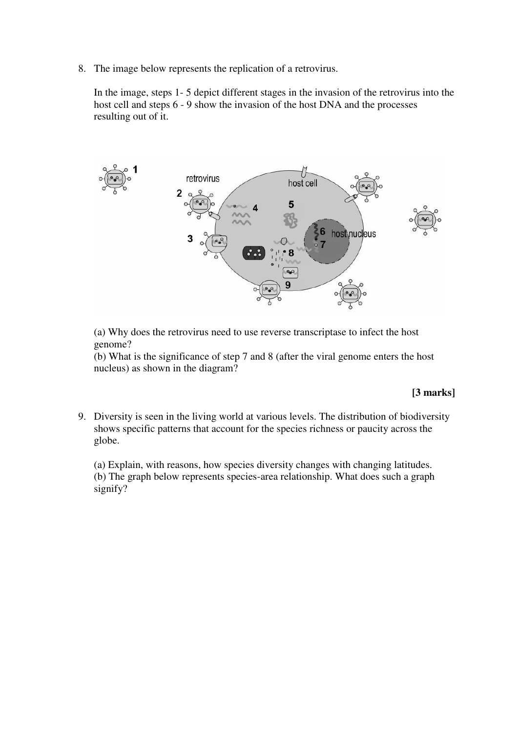8. The image below represents the replication of a retrovirus.

   In the image, steps 1- 5 depict different stages in the invasion of the retrovirus into the host cell and steps 6 - 9 show the invasion of the host DNA and the processes resulting out of it.

   (a) Why does the retrovirus need to use reverse transcriptase to infect the host genome?
   (b) What is the significance of step 7 and 8 (after the viral genome enters the host nucleus) as shown in the diagram?

   **[3 marks]**

9. Diversity is seen in the living world at various levels. The distribution of biodiversity shows specific patterns that account for the species richness or paucity across the globe.

   (a) Explain, with reasons, how species diversity changes with changing latitudes.
   (b) The graph below represents species-area relationship. What does such a graph signify?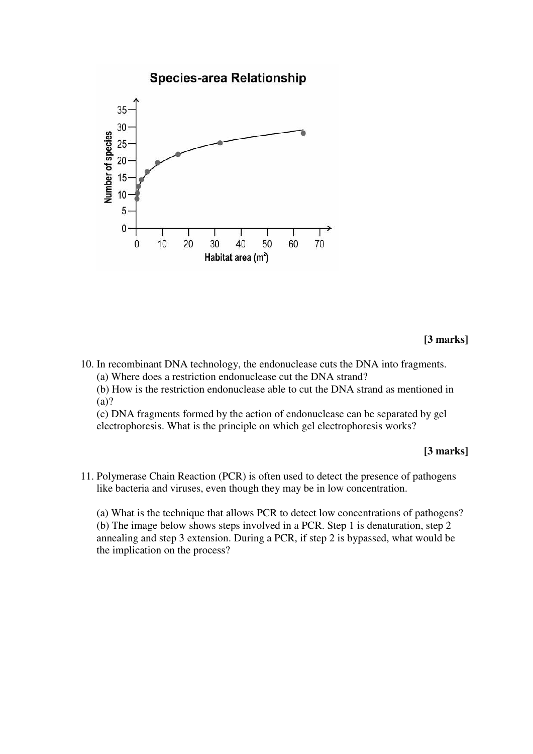**[3 marks]**

10. In recombinant DNA technology, the endonuclease cuts the DNA into fragments.
    (a) Where does a restriction endonuclease cut the DNA strand?
    (b) How is the restriction endonuclease able to cut the DNA strand as mentioned in (a)?
    (c) DNA fragments formed by the action of endonuclease can be separated by gel electrophoresis. What is the principle on which gel electrophoresis works?

**[3 marks]**

11. Polymerase Chain Reaction (PCR) is often used to detect the presence of pathogens like bacteria and viruses, even though they may be in low concentration.

    (a) What is the technique that allows PCR to detect low concentrations of pathogens?
    (b) The image below shows steps involved in a PCR. Step 1 is denaturation, step 2 annealing and step 3 extension. During a PCR, if step 2 is bypassed, what would be the implication on the process?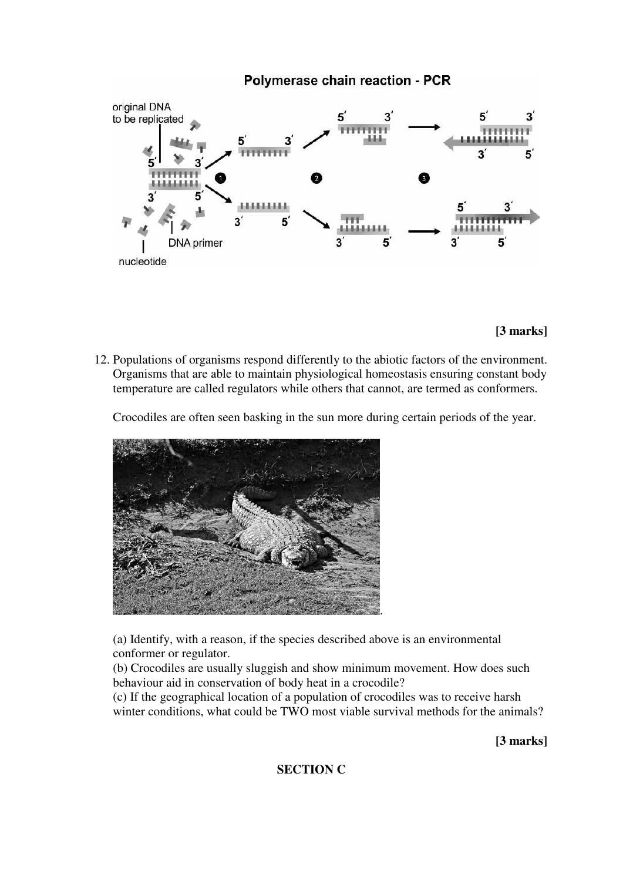**[3 marks]**

12. Populations of organisms respond differently to the abiotic factors of the environment. Organisms that are able to maintain physiological homeostasis ensuring constant body temperature are called regulators while others that cannot, are termed as conformers.

    Crocodiles are often seen basking in the sun more during certain periods of the year.

    (a) Identify, with a reason, if the species described above is an environmental conformer or regulator.
    (b) Crocodiles are usually sluggish and show minimum movement. How does such behaviour aid in conservation of body heat in a crocodile?
    (c) If the geographical location of a population of crocodiles was to receive harsh winter conditions, what could be TWO most viable survival methods for the animals?

**[3 marks]**

**SECTION C**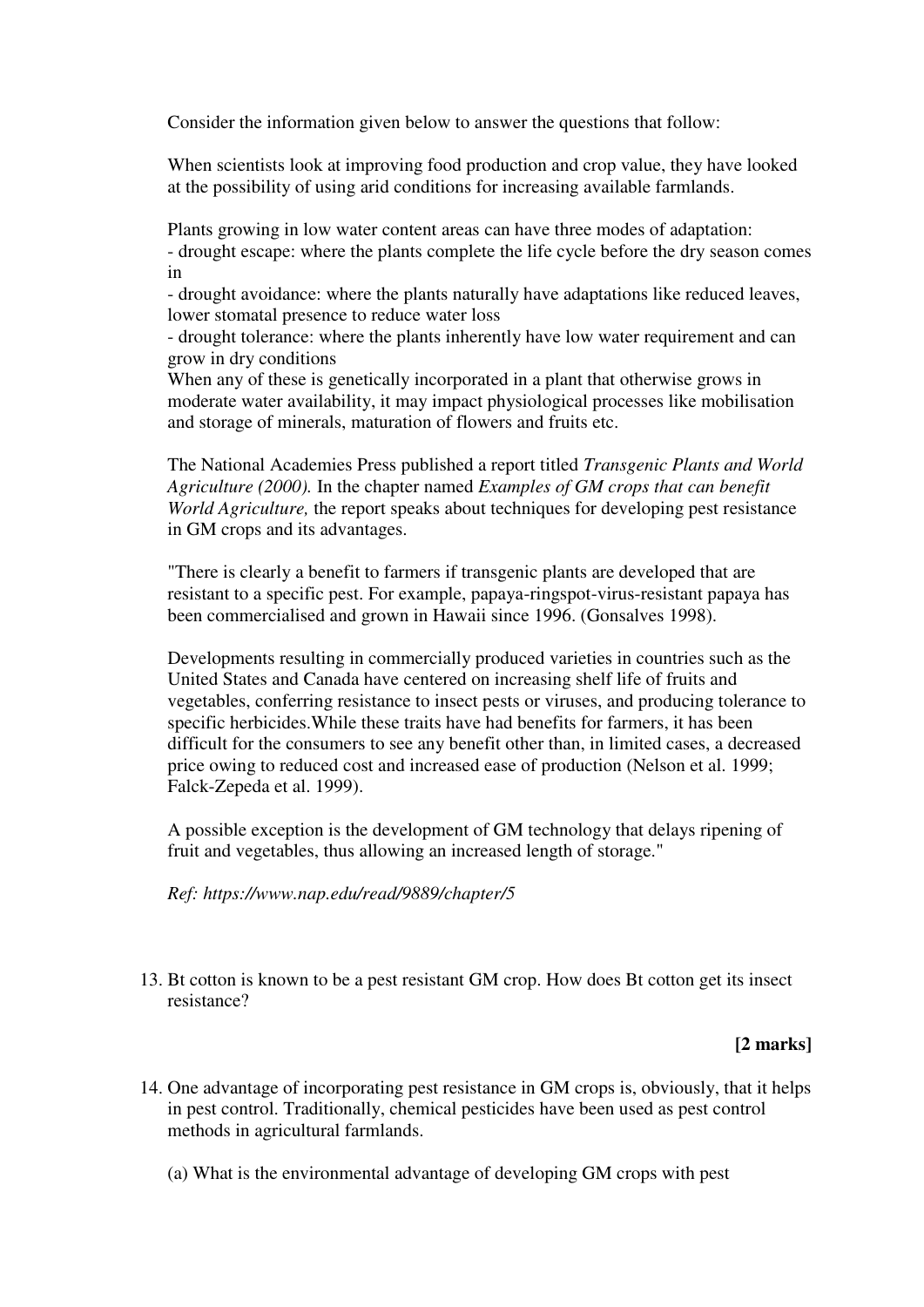Consider the information given below to answer the questions that follow:

When scientists look at improving food production and crop value, they have looked at the possibility of using arid conditions for increasing available farmlands.

Plants growing in low water content areas can have three modes of adaptation:
- drought escape: where the plants complete the life cycle before the dry season comes in
- drought avoidance: where the plants naturally have adaptations like reduced leaves, lower stomatal presence to reduce water loss
- drought tolerance: where the plants inherently have low water requirement and can grow in dry conditions

When any of these is genetically incorporated in a plant that otherwise grows in moderate water availability, it may impact physiological processes like mobilisation and storage of minerals, maturation of flowers and fruits etc.

The National Academies Press published a report titled *Transgenic Plants and World Agriculture (2000).* In the chapter named *Examples of GM crops that can benefit World Agriculture,* the report speaks about techniques for developing pest resistance in GM crops and its advantages.

"There is clearly a benefit to farmers if transgenic plants are developed that are resistant to a specific pest. For example, papaya-ringspot-virus-resistant papaya has been commercialised and grown in Hawaii since 1996. (Gonsalves 1998).

Developments resulting in commercially produced varieties in countries such as the United States and Canada have centered on increasing shelf life of fruits and vegetables, conferring resistance to insect pests or viruses, and producing tolerance to specific herbicides.While these traits have had benefits for farmers, it has been difficult for the consumers to see any benefit other than, in limited cases, a decreased price owing to reduced cost and increased ease of production (Nelson et al. 1999; Falck-Zepeda et al. 1999).

A possible exception is the development of GM technology that delays ripening of fruit and vegetables, thus allowing an increased length of storage."

*Ref: https://www.nap.edu/read/9889/chapter/5*

13. Bt cotton is known to be a pest resistant GM crop. How does Bt cotton get its insect resistance?

**[2 marks]**

14. One advantage of incorporating pest resistance in GM crops is, obviously, that it helps in pest control. Traditionally, chemical pesticides have been used as pest control methods in agricultural farmlands.

    (a) What is the environmental advantage of developing GM crops with pest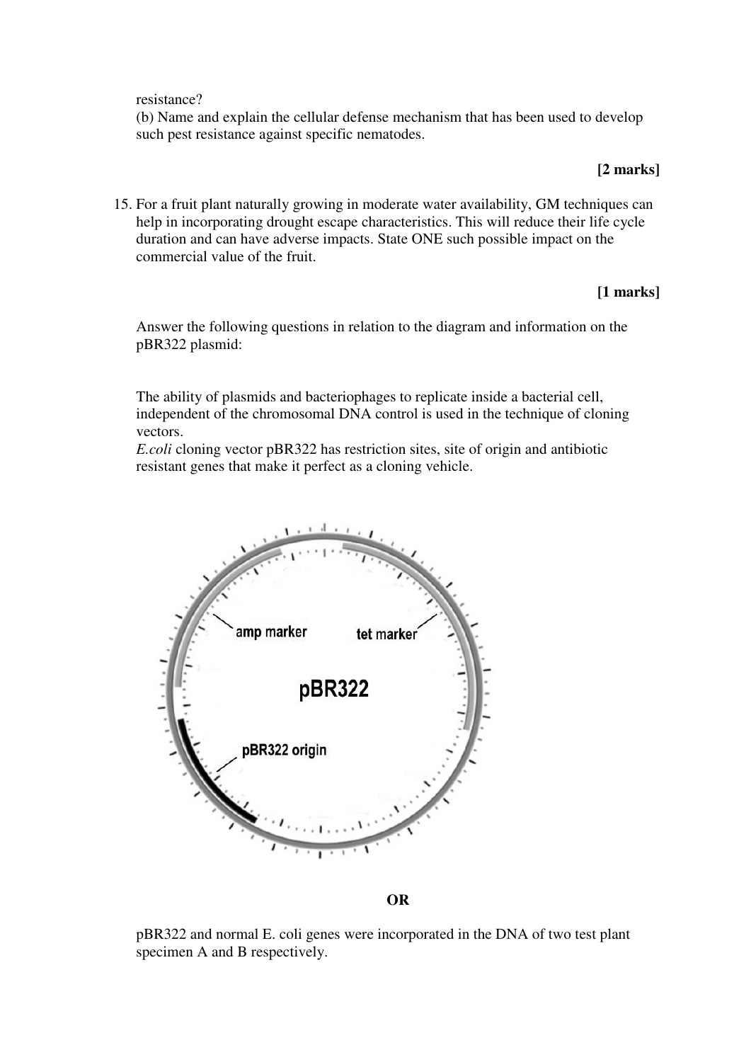resistance?

(b) Name and explain the cellular defense mechanism that has been used to develop such pest resistance against specific nematodes.

**[2 marks]**

15. For a fruit plant naturally growing in moderate water availability, GM techniques can help in incorporating drought escape characteristics. This will reduce their life cycle duration and can have adverse impacts. State ONE such possible impact on the commercial value of the fruit.

**[1 marks]**

Answer the following questions in relation to the diagram and information on the pBR322 plasmid:

The ability of plasmids and bacteriophages to replicate inside a bacterial cell, independent of the chromosomal DNA control is used in the technique of cloning vectors.

*E.coli* cloning vector pBR322 has restriction sites, site of origin and antibiotic resistant genes that make it perfect as a cloning vehicle.

amp marker

tet marker

pBR322

pBR322 origin

**OR**

pBR322 and normal E. coli genes were incorporated in the DNA of two test plant specimen A and B respectively.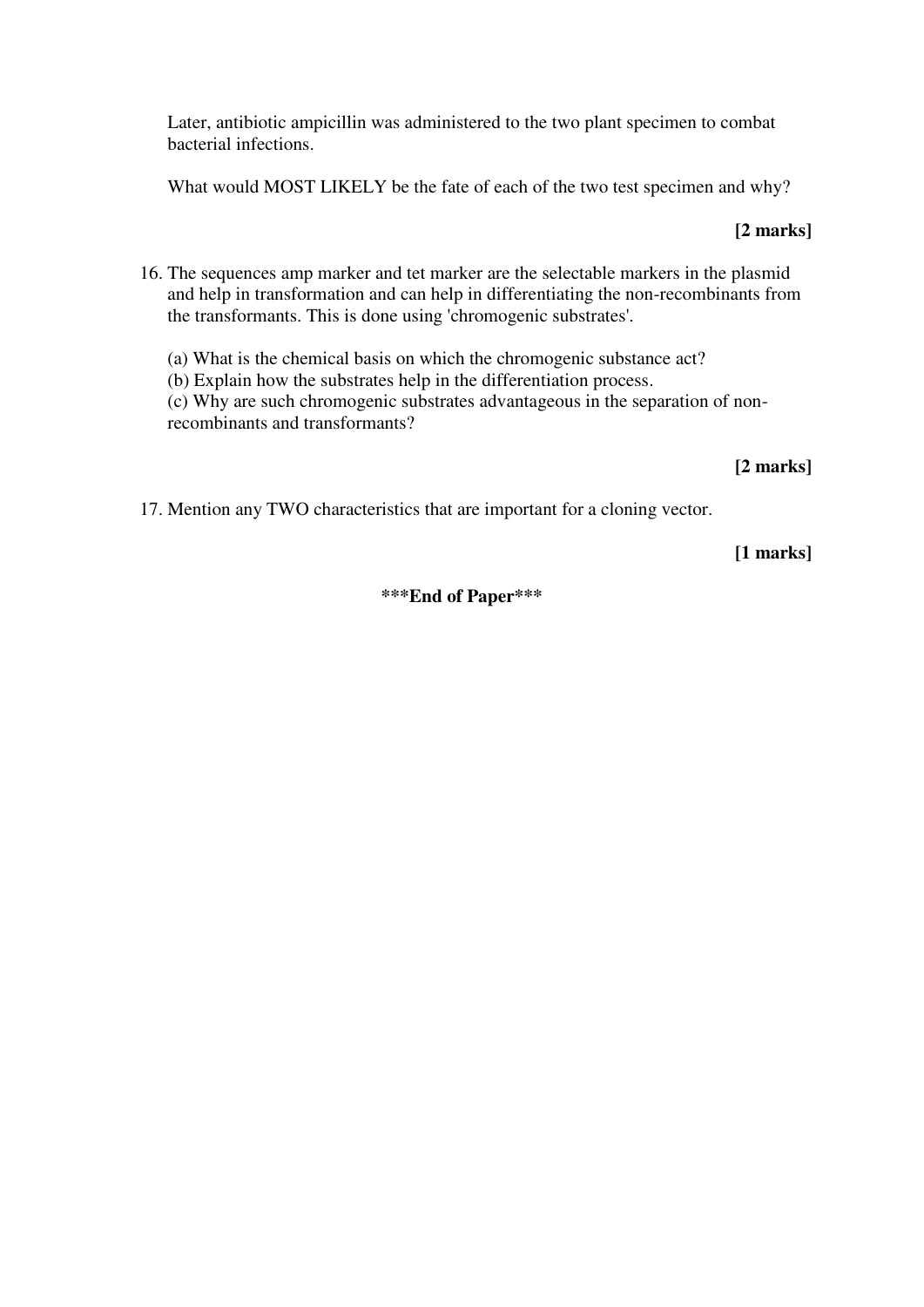Later, antibiotic ampicillin was administered to the two plant specimen to combat bacterial infections.

What would MOST LIKELY be the fate of each of the two test specimen and why?

**[2 marks]**

16. The sequences amp marker and tet marker are the selectable markers in the plasmid and help in transformation and can help in differentiating the non-recombinants from the transformants. This is done using 'chromogenic substrates'.

    (a) What is the chemical basis on which the chromogenic substance act?
    (b) Explain how the substrates help in the differentiation process.
    (c) Why are such chromogenic substrates advantageous in the separation of non-recombinants and transformants?

**[2 marks]**

17. Mention any TWO characteristics that are important for a cloning vector.

**[1 marks]**

**\*\*\*End of Paper\*\*\***